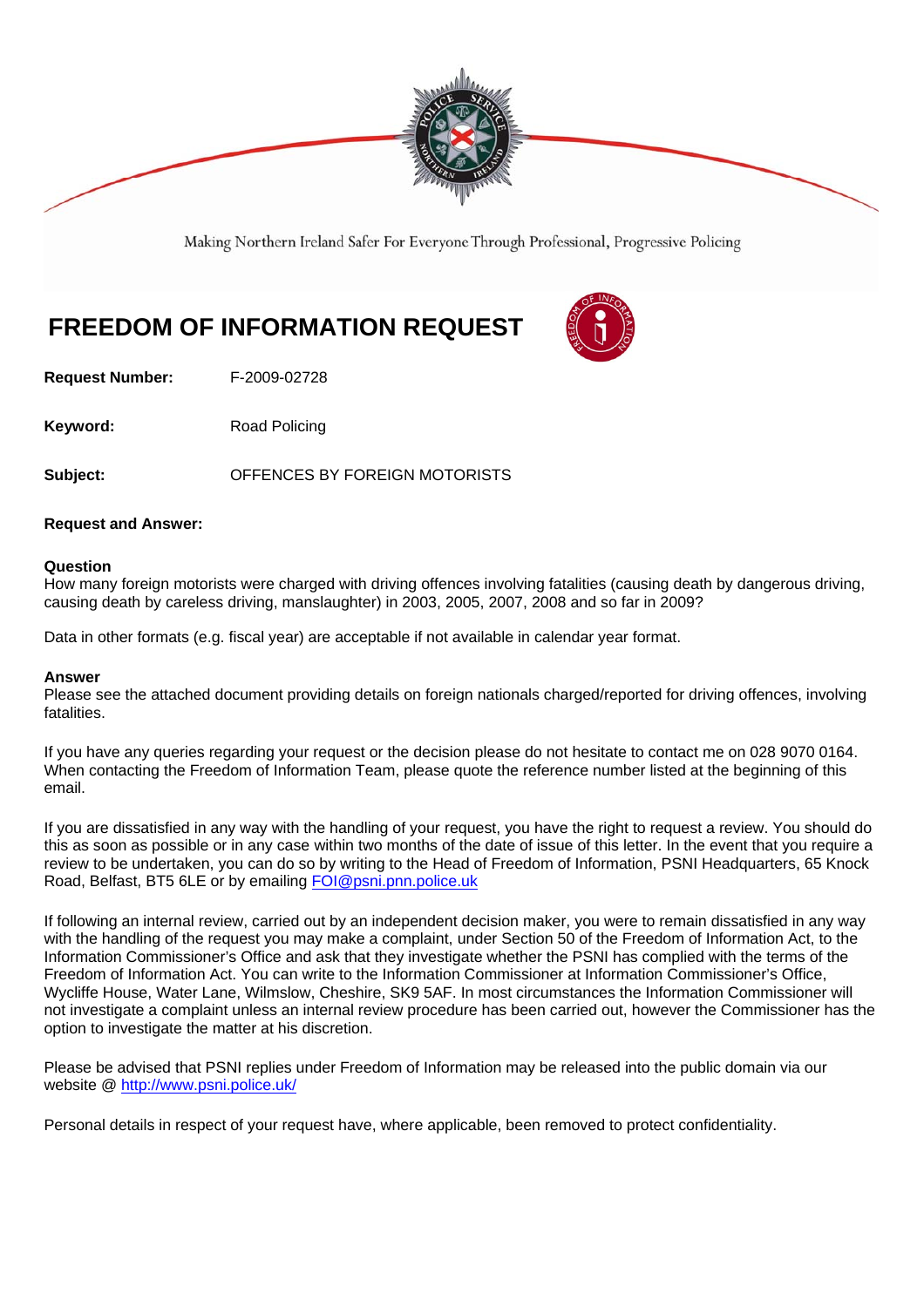Making Northern Ireland Safer For Everyone Through Professional, Progressive Policing

# FREEDOM OF INFORMATION REQUEST

**Request Number:** F-2009-02728

**Keyword:** Road Policing

**Subject:** OFFENCES BY FOREIGN MOTORISTS

**Request and Answer:**

**Question**
How many foreign motorists were charged with driving offences involving fatalities (causing death by dangerous driving, causing death by careless driving, manslaughter) in 2003, 2005, 2007, 2008 and so far in 2009?

Data in other formats (e.g. fiscal year) are acceptable if not available in calendar year format.

**Answer**
Please see the attached document providing details on foreign nationals charged/reported for driving offences, involving fatalities.

If you have any queries regarding your request or the decision please do not hesitate to contact me on 028 9070 0164. When contacting the Freedom of Information Team, please quote the reference number listed at the beginning of this email.

If you are dissatisfied in any way with the handling of your request, you have the right to request a review. You should do this as soon as possible or in any case within two months of the date of issue of this letter. In the event that you require a review to be undertaken, you can do so by writing to the Head of Freedom of Information, PSNI Headquarters, 65 Knock Road, Belfast, BT5 6LE or by emailing FOI@psni.pnn.police.uk

If following an internal review, carried out by an independent decision maker, you were to remain dissatisfied in any way with the handling of the request you may make a complaint, under Section 50 of the Freedom of Information Act, to the Information Commissioner's Office and ask that they investigate whether the PSNI has complied with the terms of the Freedom of Information Act. You can write to the Information Commissioner at Information Commissioner's Office, Wycliffe House, Water Lane, Wilmslow, Cheshire, SK9 5AF. In most circumstances the Information Commissioner will not investigate a complaint unless an internal review procedure has been carried out, however the Commissioner has the option to investigate the matter at his discretion.

Please be advised that PSNI replies under Freedom of Information may be released into the public domain via our website @ http://www.psni.police.uk/

Personal details in respect of your request have, where applicable, been removed to protect confidentiality.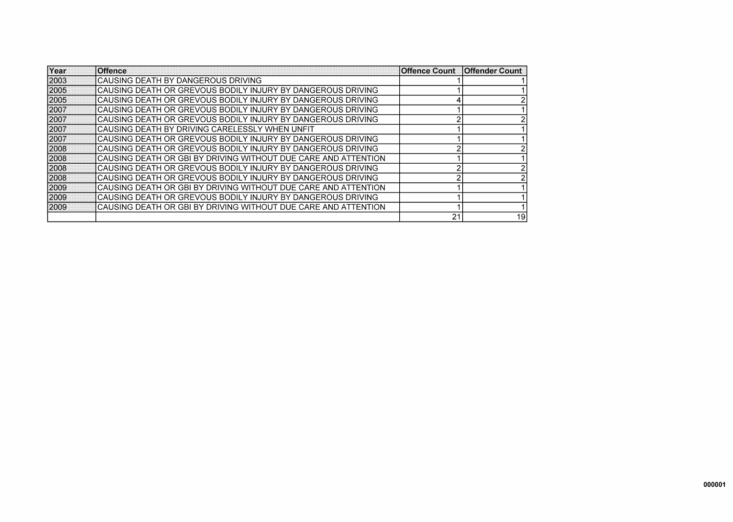| Year | Offence | Offence Count | Offender Count |
|---|---|---|---|
| 2003 | CAUSING DEATH BY DANGEROUS DRIVING | 1 | 1 |
| 2005 | CAUSING DEATH OR GREVOUS BODILY INJURY BY DANGEROUS DRIVING | 1 | 1 |
| 2005 | CAUSING DEATH OR GREVOUS BODILY INJURY BY DANGEROUS DRIVING | 4 | 2 |
| 2007 | CAUSING DEATH OR GREVOUS BODILY INJURY BY DANGEROUS DRIVING | 1 | 1 |
| 2007 | CAUSING DEATH OR GREVOUS BODILY INJURY BY DANGEROUS DRIVING | 2 | 2 |
| 2007 | CAUSING DEATH BY DRIVING CARELESSLY WHEN UNFIT | 1 | 1 |
| 2007 | CAUSING DEATH OR GREVOUS BODILY INJURY BY DANGEROUS DRIVING | 1 | 1 |
| 2008 | CAUSING DEATH OR GREVOUS BODILY INJURY BY DANGEROUS DRIVING | 2 | 2 |
| 2008 | CAUSING DEATH OR GBI BY DRIVING WITHOUT DUE CARE AND ATTENTION | 1 | 1 |
| 2008 | CAUSING DEATH OR GREVOUS BODILY INJURY BY DANGEROUS DRIVING | 2 | 2 |
| 2008 | CAUSING DEATH OR GREVOUS BODILY INJURY BY DANGEROUS DRIVING | 2 | 2 |
| 2009 | CAUSING DEATH OR GBI BY DRIVING WITHOUT DUE CARE AND ATTENTION | 1 | 1 |
| 2009 | CAUSING DEATH OR GREVOUS BODILY INJURY BY DANGEROUS DRIVING | 1 | 1 |
| 2009 | CAUSING DEATH OR GBI BY DRIVING WITHOUT DUE CARE AND ATTENTION | 1 | 1 |
| | | 21 | 19 |

000001